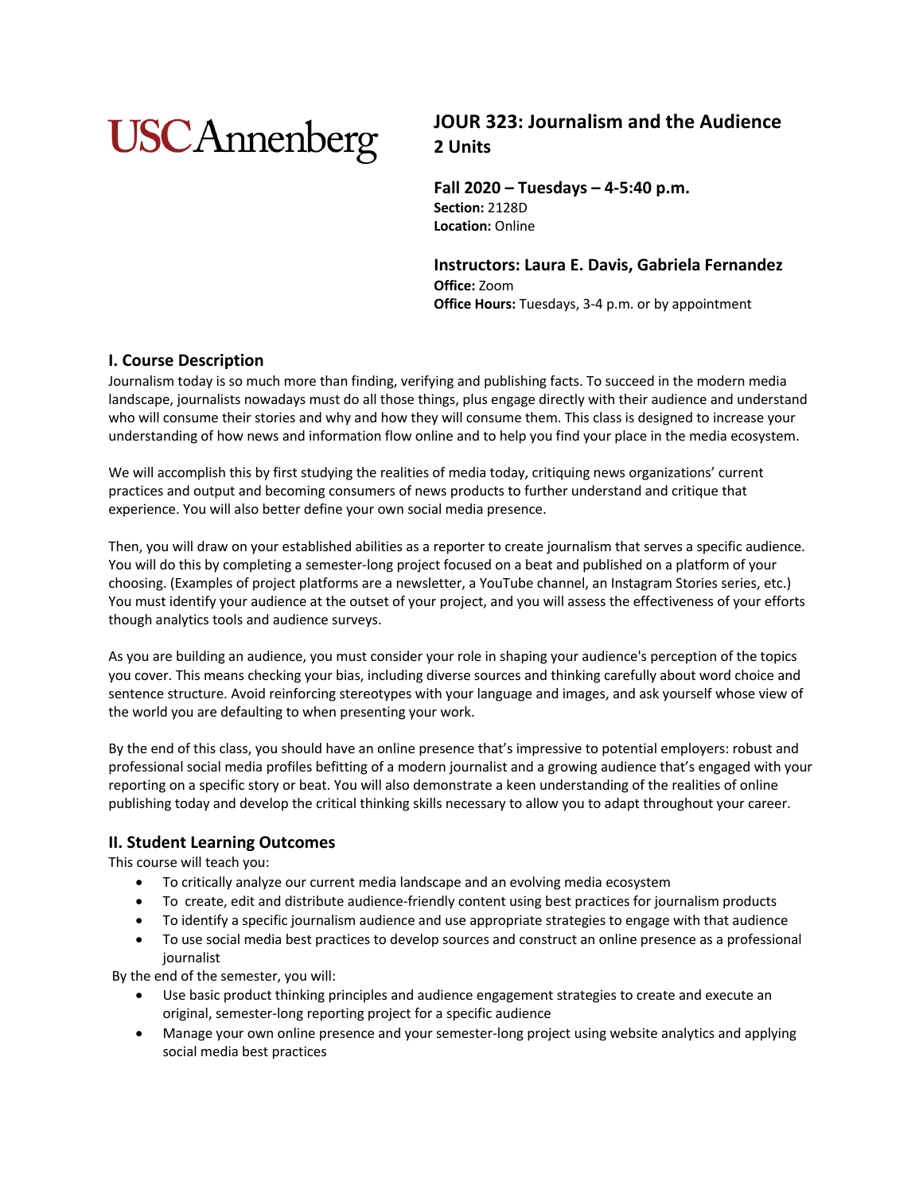USC Annenberg

# JOUR 323: Journalism and the Audience
**2 Units**

**Fall 2020 – Tuesdays – 4-5:40 p.m.**
**Section:** 2128D
**Location:** Online

**Instructors: Laura E. Davis, Gabriela Fernandez**
**Office:** Zoom
**Office Hours:** Tuesdays, 3-4 p.m. or by appointment

## I. Course Description

Journalism today is so much more than finding, verifying and publishing facts. To succeed in the modern media landscape, journalists nowadays must do all those things, plus engage directly with their audience and understand who will consume their stories and why and how they will consume them. This class is designed to increase your understanding of how news and information flow online and to help you find your place in the media ecosystem.

We will accomplish this by first studying the realities of media today, critiquing news organizations' current practices and output and becoming consumers of news products to further understand and critique that experience. You will also better define your own social media presence.

Then, you will draw on your established abilities as a reporter to create journalism that serves a specific audience. You will do this by completing a semester-long project focused on a beat and published on a platform of your choosing. (Examples of project platforms are a newsletter, a YouTube channel, an Instagram Stories series, etc.) You must identify your audience at the outset of your project, and you will assess the effectiveness of your efforts though analytics tools and audience surveys.

As you are building an audience, you must consider your role in shaping your audience's perception of the topics you cover. This means checking your bias, including diverse sources and thinking carefully about word choice and sentence structure. Avoid reinforcing stereotypes with your language and images, and ask yourself whose view of the world you are defaulting to when presenting your work.

By the end of this class, you should have an online presence that's impressive to potential employers: robust and professional social media profiles befitting of a modern journalist and a growing audience that's engaged with your reporting on a specific story or beat. You will also demonstrate a keen understanding of the realities of online publishing today and develop the critical thinking skills necessary to allow you to adapt throughout your career.

## II. Student Learning Outcomes

This course will teach you:

- To critically analyze our current media landscape and an evolving media ecosystem
- To create, edit and distribute audience-friendly content using best practices for journalism products
- To identify a specific journalism audience and use appropriate strategies to engage with that audience
- To use social media best practices to develop sources and construct an online presence as a professional journalist

By the end of the semester, you will:

- Use basic product thinking principles and audience engagement strategies to create and execute an original, semester-long reporting project for a specific audience
- Manage your own online presence and your semester-long project using website analytics and applying social media best practices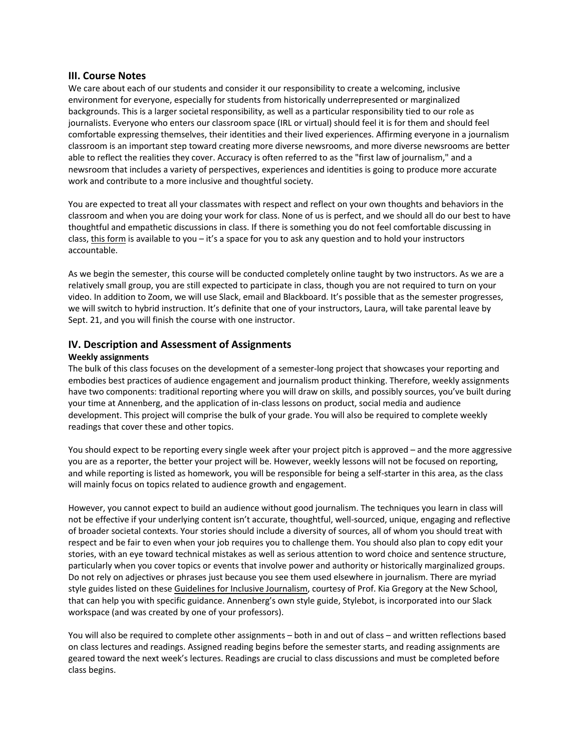## III. Course Notes

We care about each of our students and consider it our responsibility to create a welcoming, inclusive environment for everyone, especially for students from historically underrepresented or marginalized backgrounds. This is a larger societal responsibility, as well as a particular responsibility tied to our role as journalists. Everyone who enters our classroom space (IRL or virtual) should feel it is for them and should feel comfortable expressing themselves, their identities and their lived experiences. Affirming everyone in a journalism classroom is an important step toward creating more diverse newsrooms, and more diverse newsrooms are better able to reflect the realities they cover. Accuracy is often referred to as the "first law of journalism," and a newsroom that includes a variety of perspectives, experiences and identities is going to produce more accurate work and contribute to a more inclusive and thoughtful society.

You are expected to treat all your classmates with respect and reflect on your own thoughts and behaviors in the classroom and when you are doing your work for class. None of us is perfect, and we should all do our best to have thoughtful and empathetic discussions in class. If there is something you do not feel comfortable discussing in class, this form is available to you – it's a space for you to ask any question and to hold your instructors accountable.

As we begin the semester, this course will be conducted completely online taught by two instructors. As we are a relatively small group, you are still expected to participate in class, though you are not required to turn on your video. In addition to Zoom, we will use Slack, email and Blackboard. It's possible that as the semester progresses, we will switch to hybrid instruction. It's definite that one of your instructors, Laura, will take parental leave by Sept. 21, and you will finish the course with one instructor.

## IV. Description and Assessment of Assignments

**Weekly assignments**

The bulk of this class focuses on the development of a semester-long project that showcases your reporting and embodies best practices of audience engagement and journalism product thinking. Therefore, weekly assignments have two components: traditional reporting where you will draw on skills, and possibly sources, you've built during your time at Annenberg, and the application of in-class lessons on product, social media and audience development. This project will comprise the bulk of your grade. You will also be required to complete weekly readings that cover these and other topics.

You should expect to be reporting every single week after your project pitch is approved – and the more aggressive you are as a reporter, the better your project will be. However, weekly lessons will not be focused on reporting, and while reporting is listed as homework, you will be responsible for being a self-starter in this area, as the class will mainly focus on topics related to audience growth and engagement.

However, you cannot expect to build an audience without good journalism. The techniques you learn in class will not be effective if your underlying content isn't accurate, thoughtful, well-sourced, unique, engaging and reflective of broader societal contexts. Your stories should include a diversity of sources, all of whom you should treat with respect and be fair to even when your job requires you to challenge them. You should also plan to copy edit your stories, with an eye toward technical mistakes as well as serious attention to word choice and sentence structure, particularly when you cover topics or events that involve power and authority or historically marginalized groups. Do not rely on adjectives or phrases just because you see them used elsewhere in journalism. There are myriad style guides listed on these Guidelines for Inclusive Journalism, courtesy of Prof. Kia Gregory at the New School, that can help you with specific guidance. Annenberg's own style guide, Stylebot, is incorporated into our Slack workspace (and was created by one of your professors).

You will also be required to complete other assignments – both in and out of class – and written reflections based on class lectures and readings. Assigned reading begins before the semester starts, and reading assignments are geared toward the next week's lectures. Readings are crucial to class discussions and must be completed before class begins.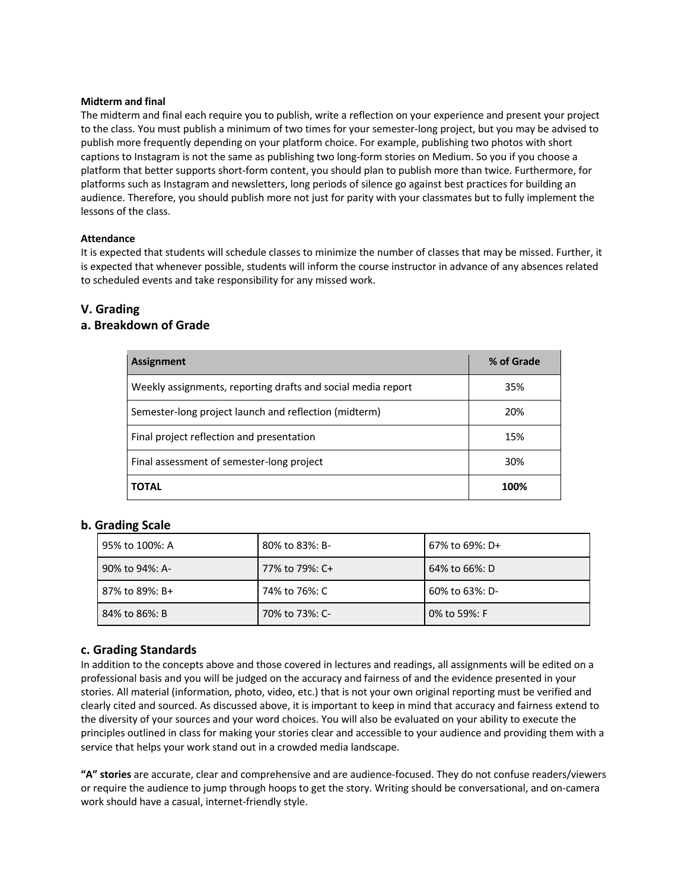**Midterm and final**

The midterm and final each require you to publish, write a reflection on your experience and present your project to the class. You must publish a minimum of two times for your semester-long project, but you may be advised to publish more frequently depending on your platform choice. For example, publishing two photos with short captions to Instagram is not the same as publishing two long-form stories on Medium. So you if you choose a platform that better supports short-form content, you should plan to publish more than twice. Furthermore, for platforms such as Instagram and newsletters, long periods of silence go against best practices for building an audience. Therefore, you should publish more not just for parity with your classmates but to fully implement the lessons of the class.

**Attendance**

It is expected that students will schedule classes to minimize the number of classes that may be missed. Further, it is expected that whenever possible, students will inform the course instructor in advance of any absences related to scheduled events and take responsibility for any missed work.

## V. Grading

### a. Breakdown of Grade

| Assignment | % of Grade |
|---|---|
| Weekly assignments, reporting drafts and social media report | 35% |
| Semester-long project launch and reflection (midterm) | 20% |
| Final project reflection and presentation | 15% |
| Final assessment of semester-long project | 30% |
| **TOTAL** | **100%** |

### b. Grading Scale

| | | |
|---|---|---|
| 95% to 100%: A | 80% to 83%: B- | 67% to 69%: D+ |
| 90% to 94%: A- | 77% to 79%: C+ | 64% to 66%: D |
| 87% to 89%: B+ | 74% to 76%: C | 60% to 63%: D- |
| 84% to 86%: B | 70% to 73%: C- | 0% to 59%: F |

### c. Grading Standards

In addition to the concepts above and those covered in lectures and readings, all assignments will be edited on a professional basis and you will be judged on the accuracy and fairness of and the evidence presented in your stories. All material (information, photo, video, etc.) that is not your own original reporting must be verified and clearly cited and sourced. As discussed above, it is important to keep in mind that accuracy and fairness extend to the diversity of your sources and your word choices. You will also be evaluated on your ability to execute the principles outlined in class for making your stories clear and accessible to your audience and providing them with a service that helps your work stand out in a crowded media landscape.

**"A" stories** are accurate, clear and comprehensive and are audience-focused. They do not confuse readers/viewers or require the audience to jump through hoops to get the story. Writing should be conversational, and on-camera work should have a casual, internet-friendly style.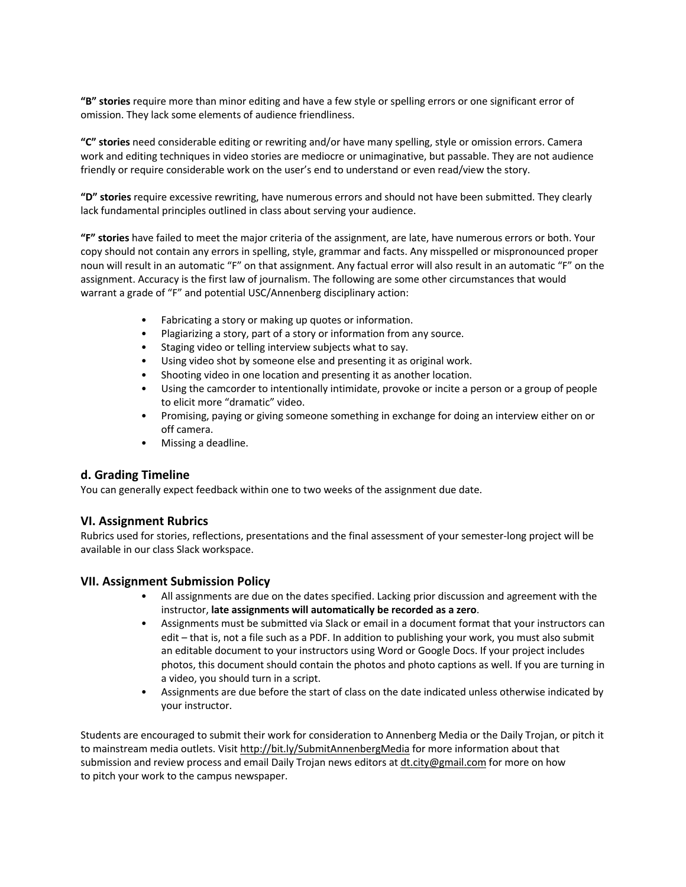**"B" stories** require more than minor editing and have a few style or spelling errors or one significant error of omission. They lack some elements of audience friendliness.

**"C" stories** need considerable editing or rewriting and/or have many spelling, style or omission errors. Camera work and editing techniques in video stories are mediocre or unimaginative, but passable. They are not audience friendly or require considerable work on the user's end to understand or even read/view the story.

**"D" stories** require excessive rewriting, have numerous errors and should not have been submitted. They clearly lack fundamental principles outlined in class about serving your audience.

**"F" stories** have failed to meet the major criteria of the assignment, are late, have numerous errors or both. Your copy should not contain any errors in spelling, style, grammar and facts. Any misspelled or mispronounced proper noun will result in an automatic "F" on that assignment. Any factual error will also result in an automatic "F" on the assignment. Accuracy is the first law of journalism. The following are some other circumstances that would warrant a grade of "F" and potential USC/Annenberg disciplinary action:

- Fabricating a story or making up quotes or information.
- Plagiarizing a story, part of a story or information from any source.
- Staging video or telling interview subjects what to say.
- Using video shot by someone else and presenting it as original work.
- Shooting video in one location and presenting it as another location.
- Using the camcorder to intentionally intimidate, provoke or incite a person or a group of people to elicit more "dramatic" video.
- Promising, paying or giving someone something in exchange for doing an interview either on or off camera.
- Missing a deadline.

### d. Grading Timeline

You can generally expect feedback within one to two weeks of the assignment due date.

## VI. Assignment Rubrics

Rubrics used for stories, reflections, presentations and the final assessment of your semester-long project will be available in our class Slack workspace.

## VII. Assignment Submission Policy

- All assignments are due on the dates specified. Lacking prior discussion and agreement with the instructor, **late assignments will automatically be recorded as a zero**.
- Assignments must be submitted via Slack or email in a document format that your instructors can edit – that is, not a file such as a PDF. In addition to publishing your work, you must also submit an editable document to your instructors using Word or Google Docs. If your project includes photos, this document should contain the photos and photo captions as well. If you are turning in a video, you should turn in a script.
- Assignments are due before the start of class on the date indicated unless otherwise indicated by your instructor.

Students are encouraged to submit their work for consideration to Annenberg Media or the Daily Trojan, or pitch it to mainstream media outlets. Visit http://bit.ly/SubmitAnnenbergMedia for more information about that submission and review process and email Daily Trojan news editors at dt.city@gmail.com for more on how to pitch your work to the campus newspaper.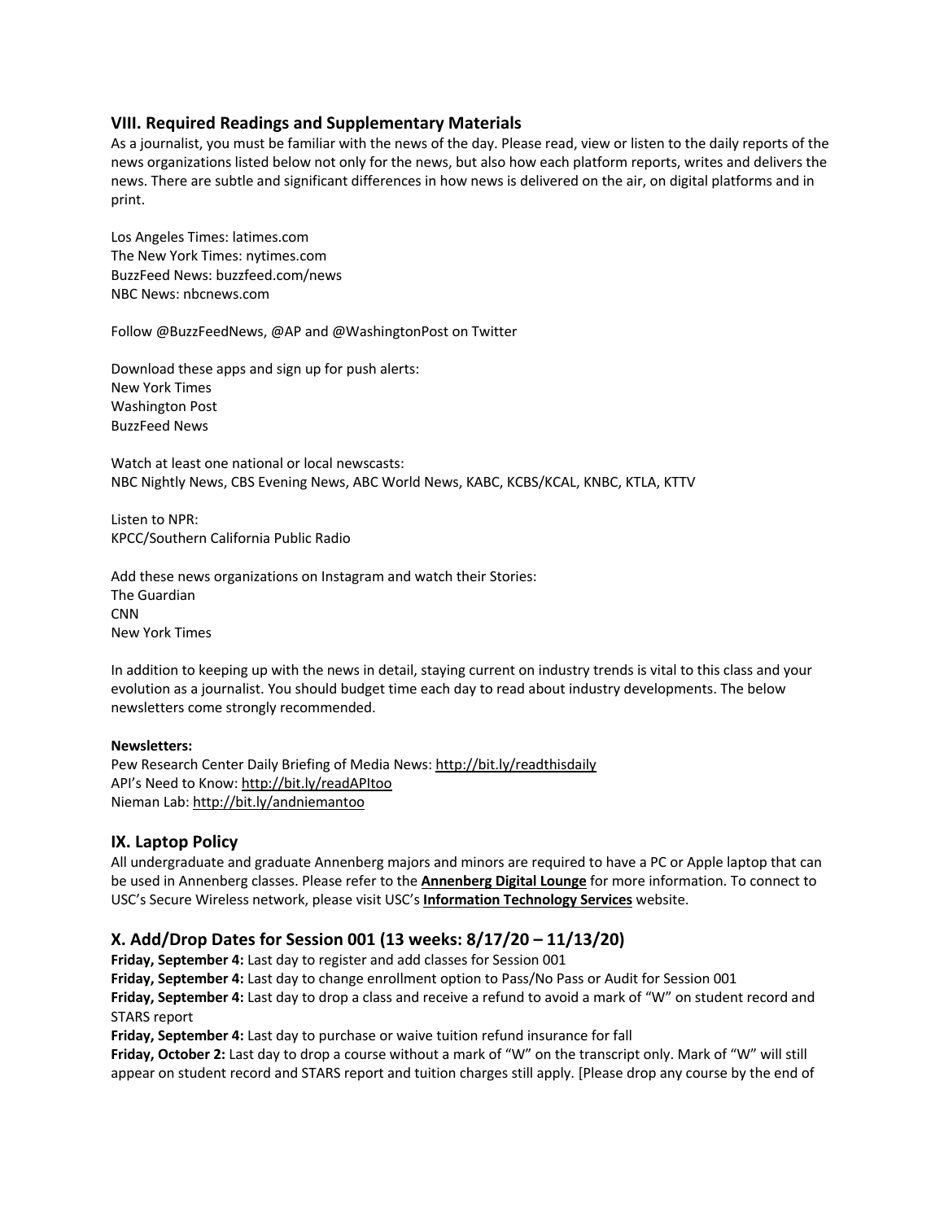## VIII. Required Readings and Supplementary Materials

As a journalist, you must be familiar with the news of the day. Please read, view or listen to the daily reports of the news organizations listed below not only for the news, but also how each platform reports, writes and delivers the news. There are subtle and significant differences in how news is delivered on the air, on digital platforms and in print.

Los Angeles Times: latimes.com
The New York Times: nytimes.com
BuzzFeed News: buzzfeed.com/news
NBC News: nbcnews.com

Follow @BuzzFeedNews, @AP and @WashingtonPost on Twitter

Download these apps and sign up for push alerts:
New York Times
Washington Post
BuzzFeed News

Watch at least one national or local newscasts:
NBC Nightly News, CBS Evening News, ABC World News, KABC, KCBS/KCAL, KNBC, KTLA, KTTV

Listen to NPR:
KPCC/Southern California Public Radio

Add these news organizations on Instagram and watch their Stories:
The Guardian
CNN
New York Times

In addition to keeping up with the news in detail, staying current on industry trends is vital to this class and your evolution as a journalist. You should budget time each day to read about industry developments. The below newsletters come strongly recommended.

**Newsletters:**
Pew Research Center Daily Briefing of Media News: http://bit.ly/readthisdaily
API's Need to Know: http://bit.ly/readAPItoo
Nieman Lab: http://bit.ly/andniemantoo

## IX. Laptop Policy

All undergraduate and graduate Annenberg majors and minors are required to have a PC or Apple laptop that can be used in Annenberg classes. Please refer to the **Annenberg Digital Lounge** for more information. To connect to USC's Secure Wireless network, please visit USC's **Information Technology Services** website.

## X. Add/Drop Dates for Session 001 (13 weeks: 8/17/20 – 11/13/20)

**Friday, September 4:** Last day to register and add classes for Session 001
**Friday, September 4:** Last day to change enrollment option to Pass/No Pass or Audit for Session 001
**Friday, September 4:** Last day to drop a class and receive a refund to avoid a mark of "W" on student record and STARS report
**Friday, September 4:** Last day to purchase or waive tuition refund insurance for fall
**Friday, October 2:** Last day to drop a course without a mark of "W" on the transcript only. Mark of "W" will still appear on student record and STARS report and tuition charges still apply. [Please drop any course by the end of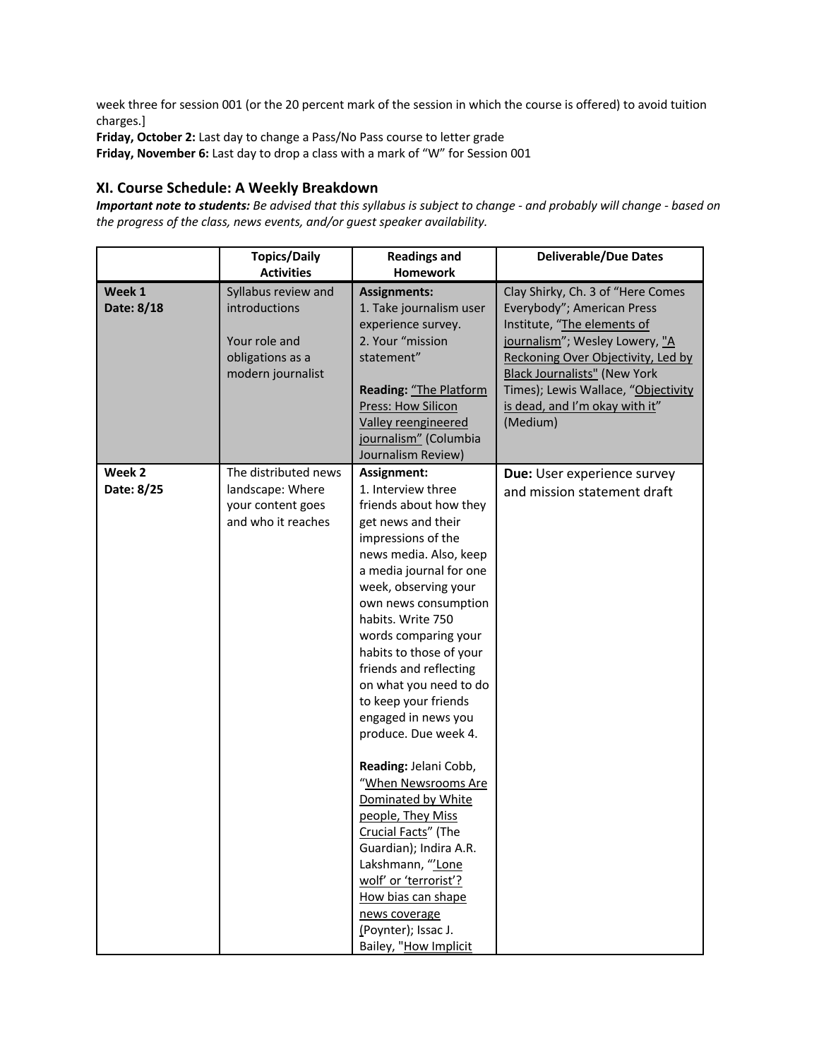week three for session 001 (or the 20 percent mark of the session in which the course is offered) to avoid tuition charges.]

**Friday, October 2:** Last day to change a Pass/No Pass course to letter grade

**Friday, November 6:** Last day to drop a class with a mark of "W" for Session 001

## XI. Course Schedule: A Weekly Breakdown

***Important note to students:*** *Be advised that this syllabus is subject to change - and probably will change - based on the progress of the class, news events, and/or guest speaker availability.*

| | Topics/Daily Activities | Readings and Homework | Deliverable/Due Dates |
|---|---|---|---|
| **Week 1**<br>**Date: 8/18** | Syllabus review and introductions<br><br>Your role and obligations as a modern journalist | **Assignments:**<br>1. Take journalism user experience survey.<br>2. Your "mission statement"<br><br>**Reading:** "The Platform Press: How Silicon Valley reengineered journalism" (Columbia Journalism Review) | Clay Shirky, Ch. 3 of "Here Comes Everybody"; American Press Institute, "The elements of journalism"; Wesley Lowery, "A Reckoning Over Objectivity, Led by Black Journalists" (New York Times); Lewis Wallace, "Objectivity is dead, and I'm okay with it" (Medium) |
| **Week 2**<br>**Date: 8/25** | The distributed news landscape: Where your content goes and who it reaches | **Assignment:**<br>1. Interview three friends about how they get news and their impressions of the news media. Also, keep a media journal for one week, observing your own news consumption habits. Write 750 words comparing your habits to those of your friends and reflecting on what you need to do to keep your friends engaged in news you produce. Due week 4.<br><br>**Reading:** Jelani Cobb, "When Newsrooms Are Dominated by White people, They Miss Crucial Facts" (The Guardian); Indira A.R. Lakshmann, "'Lone wolf' or 'terrorist'? How bias can shape news coverage (Poynter); Issac J. Bailey, "How Implicit | **Due:** User experience survey and mission statement draft |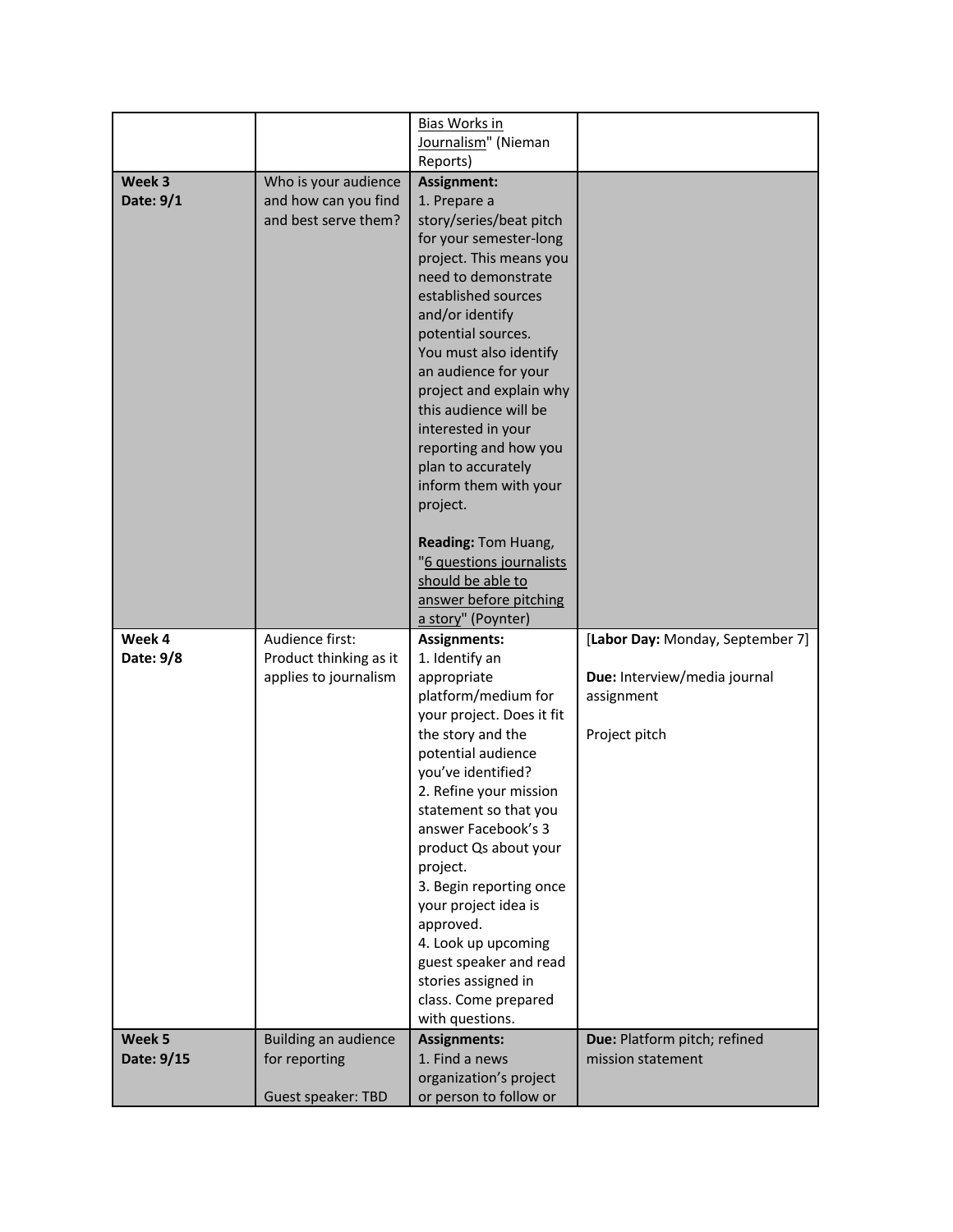| | | | |
|---|---|---|---|
| | | Bias Works in Journalism" (Nieman Reports) | |
| **Week 3** **Date: 9/1** | Who is your audience and how can you find and best serve them? | **Assignment:** 1. Prepare a story/series/beat pitch for your semester-long project. This means you need to demonstrate established sources and/or identify potential sources. You must also identify an audience for your project and explain why this audience will be interested in your reporting and how you plan to accurately inform them with your project.<br><br>**Reading:** Tom Huang, "6 questions journalists should be able to answer before pitching a story" (Poynter) | |
| **Week 4** **Date: 9/8** | Audience first: Product thinking as it applies to journalism | **Assignments:** 1. Identify an appropriate platform/medium for your project. Does it fit the story and the potential audience you've identified? 2. Refine your mission statement so that you answer Facebook's 3 product Qs about your project. 3. Begin reporting once your project idea is approved. 4. Look up upcoming guest speaker and read stories assigned in class. Come prepared with questions. | [**Labor Day:** Monday, September 7]<br><br>**Due:** Interview/media journal assignment<br><br>Project pitch |
| **Week 5** **Date: 9/15** | Building an audience for reporting<br><br>Guest speaker: TBD | **Assignments:** 1. Find a news organization's project or person to follow or | **Due:** Platform pitch; refined mission statement |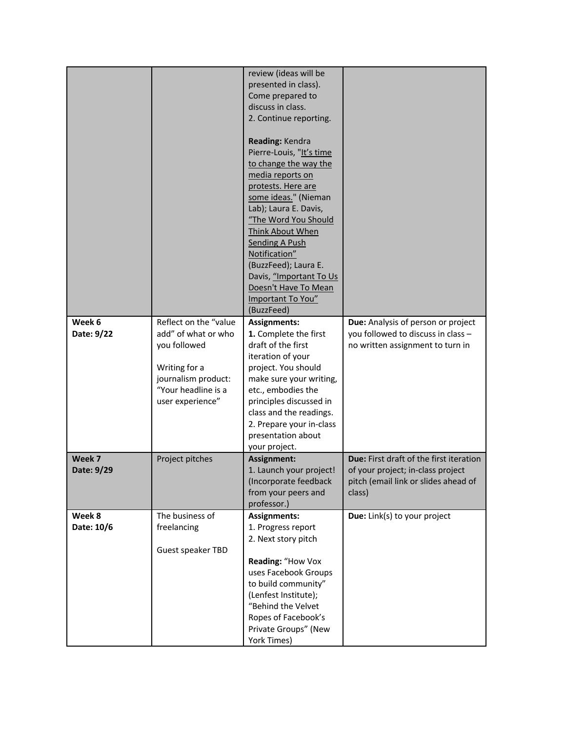| | | | |
|---|---|---|---|
| | | review (ideas will be presented in class). Come prepared to discuss in class.<br>2. Continue reporting.<br><br>**Reading:** Kendra Pierre-Louis, "It's time to change the way the media reports on protests. Here are some ideas." (Nieman Lab); Laura E. Davis, "The Word You Should Think About When Sending A Push Notification" (BuzzFeed); Laura E. Davis, "Important To Us Doesn't Have To Mean Important To You" (BuzzFeed) | |
| **Week 6**<br>**Date: 9/22** | Reflect on the "value add" of what or who you followed<br><br>Writing for a journalism product: "Your headline is a user experience" | **Assignments:**<br>**1.** Complete the first draft of the first iteration of your project. You should make sure your writing, etc., embodies the principles discussed in class and the readings.<br>2. Prepare your in-class presentation about your project. | **Due:** Analysis of person or project you followed to discuss in class – no written assignment to turn in |
| **Week 7**<br>**Date: 9/29** | Project pitches | **Assignment:**<br>1. Launch your project! (Incorporate feedback from your peers and professor.) | **Due:** First draft of the first iteration of your project; in-class project pitch (email link or slides ahead of class) |
| **Week 8**<br>**Date: 10/6** | The business of freelancing<br><br>Guest speaker TBD | **Assignments:**<br>1. Progress report<br>2. Next story pitch<br><br>**Reading:** "How Vox uses Facebook Groups to build community" (Lenfest Institute); "Behind the Velvet Ropes of Facebook's Private Groups" (New York Times) | **Due:** Link(s) to your project |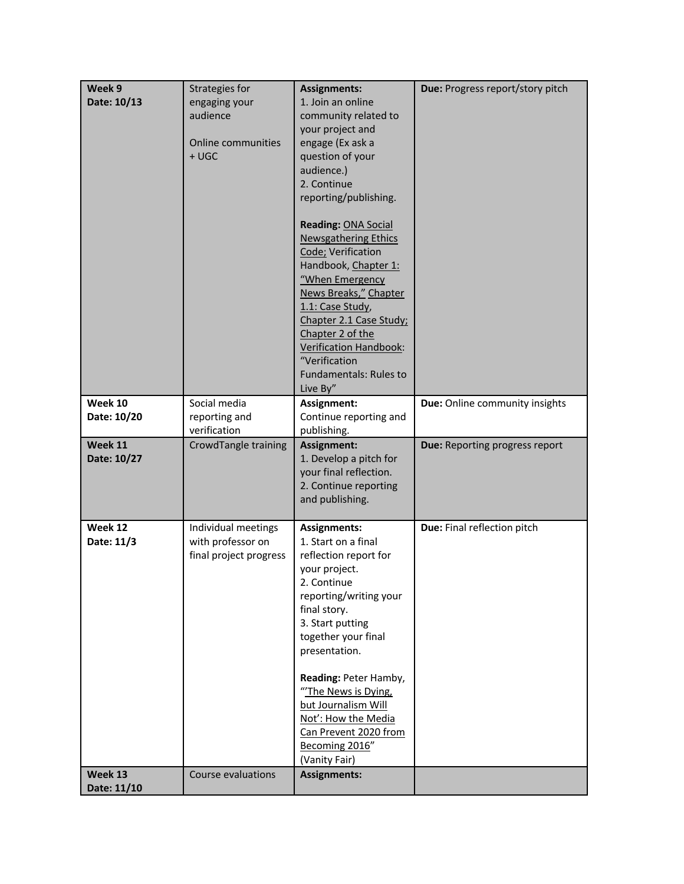| **Week 9** **Date: 10/13** | Strategies for engaging your audience<br><br>Online communities + UGC | **Assignments:**<br>1. Join an online community related to your project and engage (Ex ask a question of your audience.)<br>2. Continue reporting/publishing.<br><br>**Reading:** ONA Social Newsgathering Ethics Code; Verification Handbook, Chapter 1: "When Emergency News Breaks," Chapter 1.1: Case Study, Chapter 2.1 Case Study; Chapter 2 of the Verification Handbook: "Verification Fundamentals: Rules to Live By" | **Due:** Progress report/story pitch |
|---|---|---|---|
| **Week 10** **Date: 10/20** | Social media reporting and verification | **Assignment:**<br>Continue reporting and publishing. | **Due:** Online community insights |
| **Week 11** **Date: 10/27** | CrowdTangle training | **Assignment:**<br>1. Develop a pitch for your final reflection.<br>2. Continue reporting and publishing. | **Due:** Reporting progress report |
| **Week 12** **Date: 11/3** | Individual meetings with professor on final project progress | **Assignments:**<br>1. Start on a final reflection report for your project.<br>2. Continue reporting/writing your final story.<br>3. Start putting together your final presentation.<br><br>**Reading:** Peter Hamby, "'The News is Dying, but Journalism Will Not': How the Media Can Prevent 2020 from Becoming 2016" (Vanity Fair) | **Due:** Final reflection pitch |
| **Week 13** **Date: 11/10** | Course evaluations | **Assignments:** | |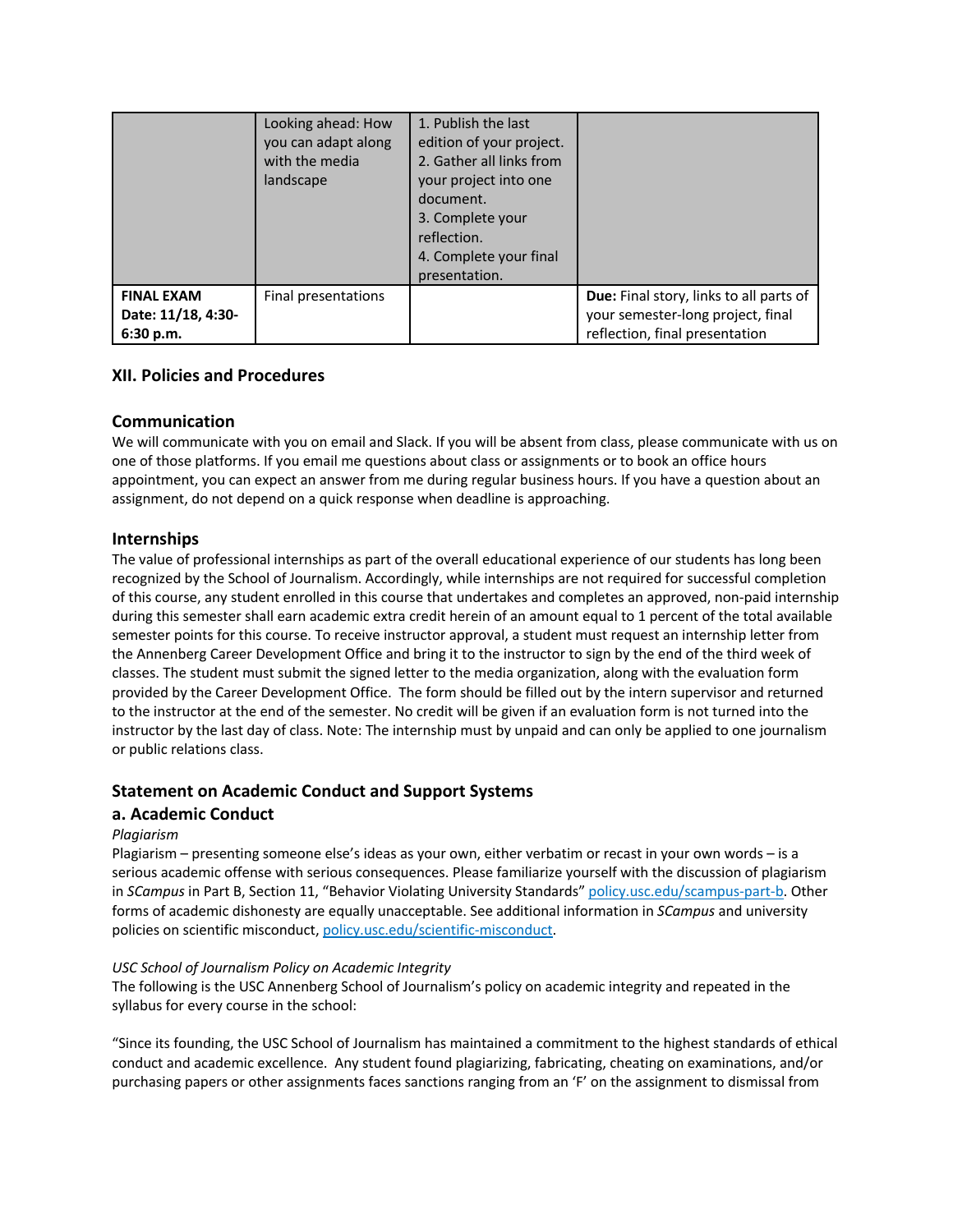|  | Looking ahead: How you can adapt along with the media landscape | 1. Publish the last edition of your project.<br>2. Gather all links from your project into one document.<br>3. Complete your reflection.<br>4. Complete your final presentation. |  |
|---|---|---|---|
| **FINAL EXAM Date: 11/18, 4:30-6:30 p.m.** | Final presentations |  | **Due:** Final story, links to all parts of your semester-long project, final reflection, final presentation |

### XII. Policies and Procedures

#### Communication

We will communicate with you on email and Slack. If you will be absent from class, please communicate with us on one of those platforms. If you email me questions about class or assignments or to book an office hours appointment, you can expect an answer from me during regular business hours. If you have a question about an assignment, do not depend on a quick response when deadline is approaching.

#### Internships

The value of professional internships as part of the overall educational experience of our students has long been recognized by the School of Journalism. Accordingly, while internships are not required for successful completion of this course, any student enrolled in this course that undertakes and completes an approved, non-paid internship during this semester shall earn academic extra credit herein of an amount equal to 1 percent of the total available semester points for this course. To receive instructor approval, a student must request an internship letter from the Annenberg Career Development Office and bring it to the instructor to sign by the end of the third week of classes. The student must submit the signed letter to the media organization, along with the evaluation form provided by the Career Development Office. The form should be filled out by the intern supervisor and returned to the instructor at the end of the semester. No credit will be given if an evaluation form is not turned into the instructor by the last day of class. Note: The internship must by unpaid and can only be applied to one journalism or public relations class.

#### Statement on Academic Conduct and Support Systems

#### a. Academic Conduct

*Plagiarism*

Plagiarism – presenting someone else's ideas as your own, either verbatim or recast in your own words – is a serious academic offense with serious consequences. Please familiarize yourself with the discussion of plagiarism in *SCampus* in Part B, Section 11, "Behavior Violating University Standards" policy.usc.edu/scampus-part-b. Other forms of academic dishonesty are equally unacceptable. See additional information in *SCampus* and university policies on scientific misconduct, policy.usc.edu/scientific-misconduct.

*USC School of Journalism Policy on Academic Integrity*

The following is the USC Annenberg School of Journalism's policy on academic integrity and repeated in the syllabus for every course in the school:

"Since its founding, the USC School of Journalism has maintained a commitment to the highest standards of ethical conduct and academic excellence. Any student found plagiarizing, fabricating, cheating on examinations, and/or purchasing papers or other assignments faces sanctions ranging from an 'F' on the assignment to dismissal from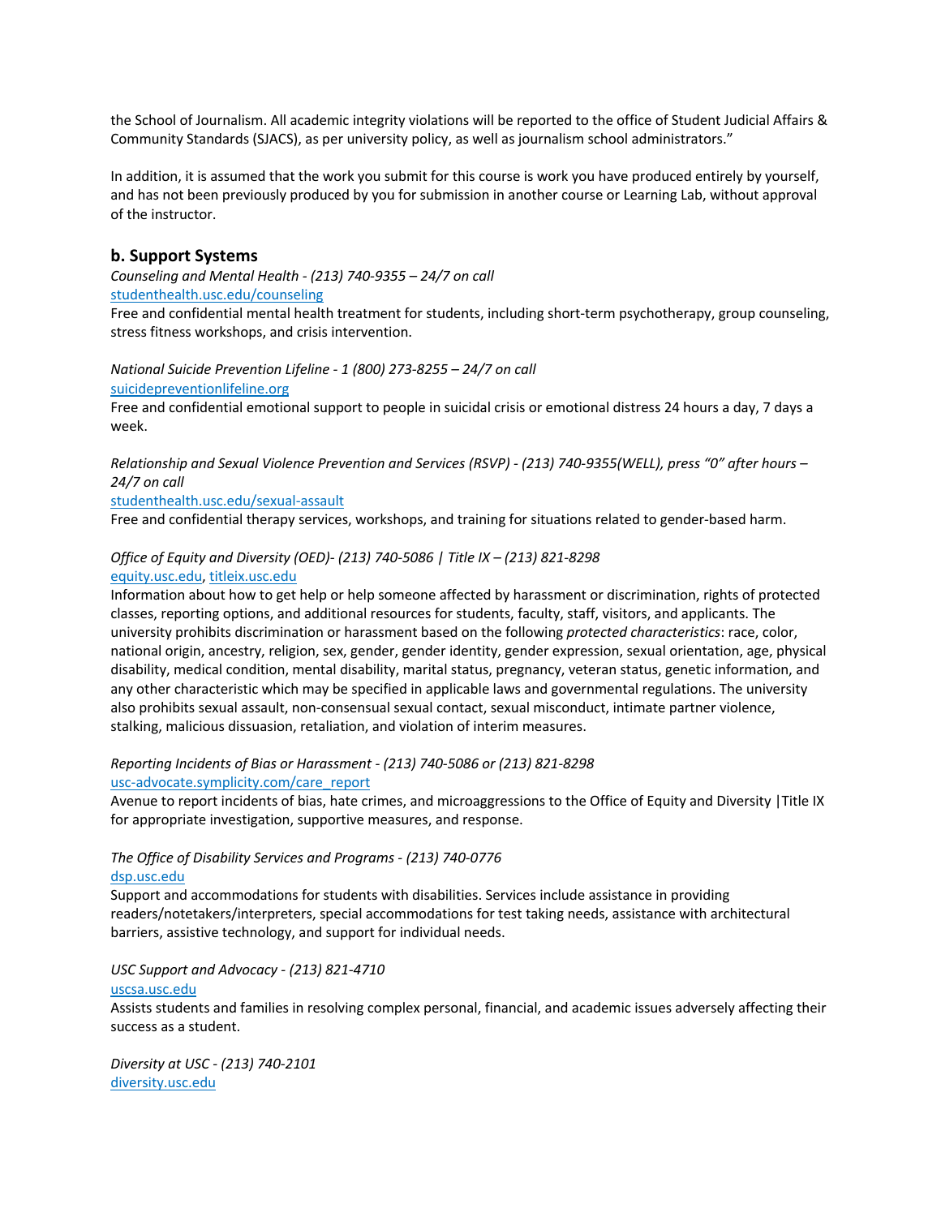the School of Journalism. All academic integrity violations will be reported to the office of Student Judicial Affairs & Community Standards (SJACS), as per university policy, as well as journalism school administrators."

In addition, it is assumed that the work you submit for this course is work you have produced entirely by yourself, and has not been previously produced by you for submission in another course or Learning Lab, without approval of the instructor.

## b. Support Systems

*Counseling and Mental Health - (213) 740-9355 – 24/7 on call*
[studenthealth.usc.edu/counseling](studenthealth.usc.edu/counseling)
Free and confidential mental health treatment for students, including short-term psychotherapy, group counseling, stress fitness workshops, and crisis intervention.

*National Suicide Prevention Lifeline - 1 (800) 273-8255 – 24/7 on call*
[suicidepreventionlifeline.org](suicidepreventionlifeline.org)
Free and confidential emotional support to people in suicidal crisis or emotional distress 24 hours a day, 7 days a week.

*Relationship and Sexual Violence Prevention and Services (RSVP) - (213) 740-9355(WELL), press "0" after hours – 24/7 on call*
[studenthealth.usc.edu/sexual-assault](studenthealth.usc.edu/sexual-assault)
Free and confidential therapy services, workshops, and training for situations related to gender-based harm.

*Office of Equity and Diversity (OED)- (213) 740-5086 | Title IX – (213) 821-8298*
[equity.usc.edu](equity.usc.edu), [titleix.usc.edu](titleix.usc.edu)
Information about how to get help or help someone affected by harassment or discrimination, rights of protected classes, reporting options, and additional resources for students, faculty, staff, visitors, and applicants. The university prohibits discrimination or harassment based on the following *protected characteristics*: race, color, national origin, ancestry, religion, sex, gender, gender identity, gender expression, sexual orientation, age, physical disability, medical condition, mental disability, marital status, pregnancy, veteran status, genetic information, and any other characteristic which may be specified in applicable laws and governmental regulations. The university also prohibits sexual assault, non-consensual sexual contact, sexual misconduct, intimate partner violence, stalking, malicious dissuasion, retaliation, and violation of interim measures.

*Reporting Incidents of Bias or Harassment - (213) 740-5086 or (213) 821-8298*
[usc-advocate.symplicity.com/care_report](usc-advocate.symplicity.com/care_report)
Avenue to report incidents of bias, hate crimes, and microaggressions to the Office of Equity and Diversity |Title IX for appropriate investigation, supportive measures, and response.

*The Office of Disability Services and Programs - (213) 740-0776*
[dsp.usc.edu](dsp.usc.edu)
Support and accommodations for students with disabilities. Services include assistance in providing readers/notetakers/interpreters, special accommodations for test taking needs, assistance with architectural barriers, assistive technology, and support for individual needs.

*USC Support and Advocacy - (213) 821-4710*
[uscsa.usc.edu](uscsa.usc.edu)
Assists students and families in resolving complex personal, financial, and academic issues adversely affecting their success as a student.

*Diversity at USC - (213) 740-2101*
[diversity.usc.edu](diversity.usc.edu)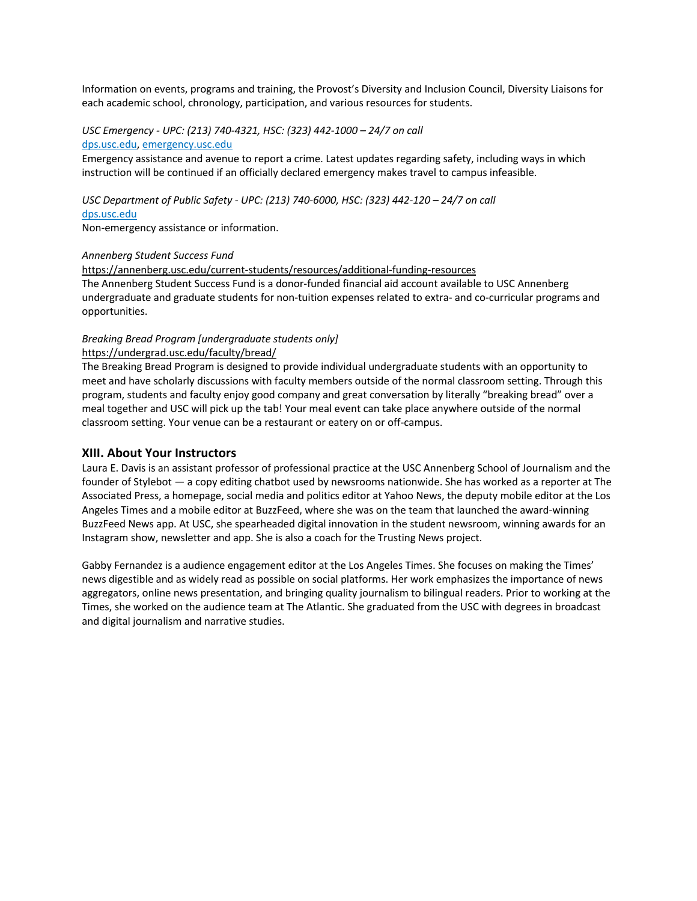Information on events, programs and training, the Provost's Diversity and Inclusion Council, Diversity Liaisons for each academic school, chronology, participation, and various resources for students.

*USC Emergency - UPC: (213) 740-4321, HSC: (323) 442-1000 – 24/7 on call*
dps.usc.edu, emergency.usc.edu
Emergency assistance and avenue to report a crime. Latest updates regarding safety, including ways in which instruction will be continued if an officially declared emergency makes travel to campus infeasible.

*USC Department of Public Safety - UPC: (213) 740-6000, HSC: (323) 442-120 – 24/7 on call*
dps.usc.edu
Non-emergency assistance or information.

*Annenberg Student Success Fund*
https://annenberg.usc.edu/current-students/resources/additional-funding-resources
The Annenberg Student Success Fund is a donor-funded financial aid account available to USC Annenberg undergraduate and graduate students for non-tuition expenses related to extra- and co-curricular programs and opportunities.

*Breaking Bread Program [undergraduate students only]*
https://undergrad.usc.edu/faculty/bread/
The Breaking Bread Program is designed to provide individual undergraduate students with an opportunity to meet and have scholarly discussions with faculty members outside of the normal classroom setting. Through this program, students and faculty enjoy good company and great conversation by literally "breaking bread" over a meal together and USC will pick up the tab! Your meal event can take place anywhere outside of the normal classroom setting. Your venue can be a restaurant or eatery on or off-campus.

## XIII. About Your Instructors

Laura E. Davis is an assistant professor of professional practice at the USC Annenberg School of Journalism and the founder of Stylebot — a copy editing chatbot used by newsrooms nationwide. She has worked as a reporter at The Associated Press, a homepage, social media and politics editor at Yahoo News, the deputy mobile editor at the Los Angeles Times and a mobile editor at BuzzFeed, where she was on the team that launched the award-winning BuzzFeed News app. At USC, she spearheaded digital innovation in the student newsroom, winning awards for an Instagram show, newsletter and app. She is also a coach for the Trusting News project.

Gabby Fernandez is a audience engagement editor at the Los Angeles Times. She focuses on making the Times' news digestible and as widely read as possible on social platforms. Her work emphasizes the importance of news aggregators, online news presentation, and bringing quality journalism to bilingual readers. Prior to working at the Times, she worked on the audience team at The Atlantic. She graduated from the USC with degrees in broadcast and digital journalism and narrative studies.